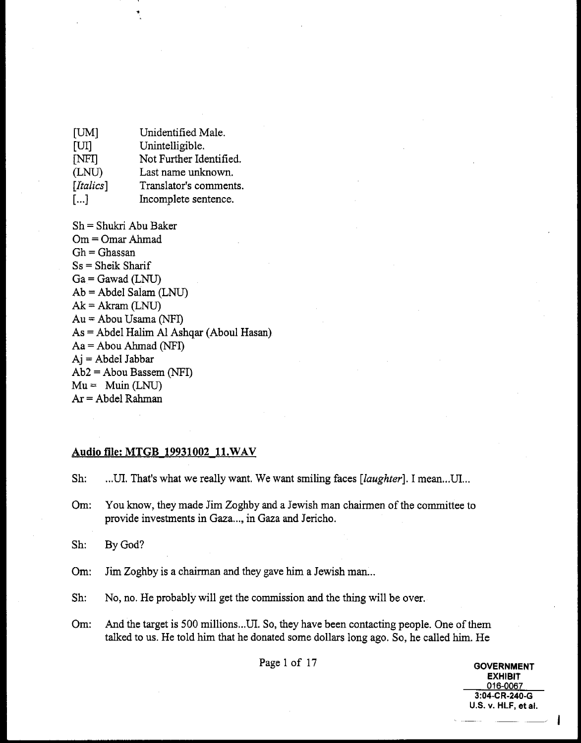| | |
|---|---|
| [UM] | Unidentified Male. |
| [UI] | Unintelligible. |
| [NFI] | Not Further Identified. |
| (LNU) | Last name unknown. |
| [*Italics*] | Translator's comments. |
| [...] | Incomplete sentence. |

Sh = Shukri Abu Baker
Om = Omar Ahmad
Gh = Ghassan
Ss = Sheik Sharif
Ga = Gawad (LNU)
Ab = Abdel Salam (LNU)
Ak = Akram (LNU)
Au = Abou Usama (NFI)
As = Abdel Halim Al Ashqar (Aboul Hasan)
Aa = Abou Ahmad (NFI)
Aj = Abdel Jabbar
Ab2 = Abou Bassem (NFI)
Mu = Muin (LNU)
Ar = Abdel Rahman

## Audio file: MTGB_19931002_11.WAV

Sh: ...UI. That's what we really want. We want smiling faces [*laughter*]. I mean...UI...

Om: You know, they made Jim Zoghby and a Jewish man chairmen of the committee to provide investments in Gaza..., in Gaza and Jericho.

Sh: By God?

Om: Jim Zoghby is a chairman and they gave him a Jewish man...

Sh: No, no. He probably will get the commission and the thing will be over.

Om: And the target is 500 millions...UI. So, they have been contacting people. One of them talked to us. He told him that he donated some dollars long ago. So, he called him. He

GOVERNMENT EXHIBIT
016-0067
3:04-CR-240-G
U.S. v. HLF, et al.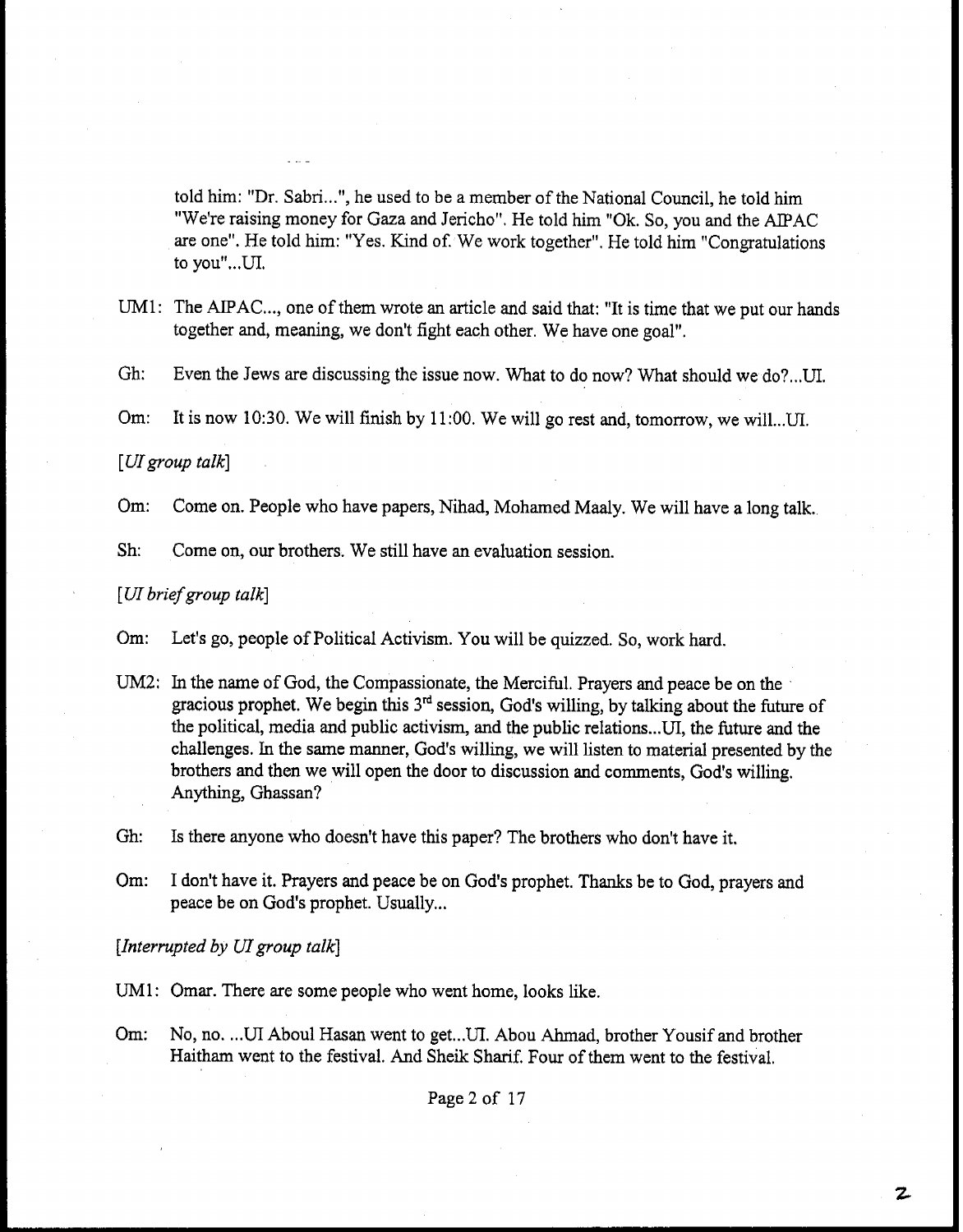told him: "Dr. Sabri...", he used to be a member of the National Council, he told him "We're raising money for Gaza and Jericho". He told him "Ok. So, you and the AIPAC are one". He told him: "Yes. Kind of. We work together". He told him "Congratulations to you"...UI.

UM1: The AIPAC..., one of them wrote an article and said that: "It is time that we put our hands together and, meaning, we don't fight each other. We have one goal".

Gh: Even the Jews are discussing the issue now. What to do now? What should we do?...UI.

Om: It is now 10:30. We will finish by 11:00. We will go rest and, tomorrow, we will...UI.

*[UI group talk]*

Om: Come on. People who have papers, Nihad, Mohamed Maaly. We will have a long talk.

Sh: Come on, our brothers. We still have an evaluation session.

*[UI brief group talk]*

Om: Let's go, people of Political Activism. You will be quizzed. So, work hard.

UM2: In the name of God, the Compassionate, the Merciful. Prayers and peace be on the gracious prophet. We begin this 3rd session, God's willing, by talking about the future of the political, media and public activism, and the public relations...UI, the future and the challenges. In the same manner, God's willing, we will listen to material presented by the brothers and then we will open the door to discussion and comments, God's willing. Anything, Ghassan?

Gh: Is there anyone who doesn't have this paper? The brothers who don't have it.

Om: I don't have it. Prayers and peace be on God's prophet. Thanks be to God, prayers and peace be on God's prophet. Usually...

*[Interrupted by UI group talk]*

UM1: Omar. There are some people who went home, looks like.

Om: No, no. ...UI Aboul Hasan went to get...UI. Abou Ahmad, brother Yousif and brother Haitham went to the festival. And Sheik Sharif. Four of them went to the festival.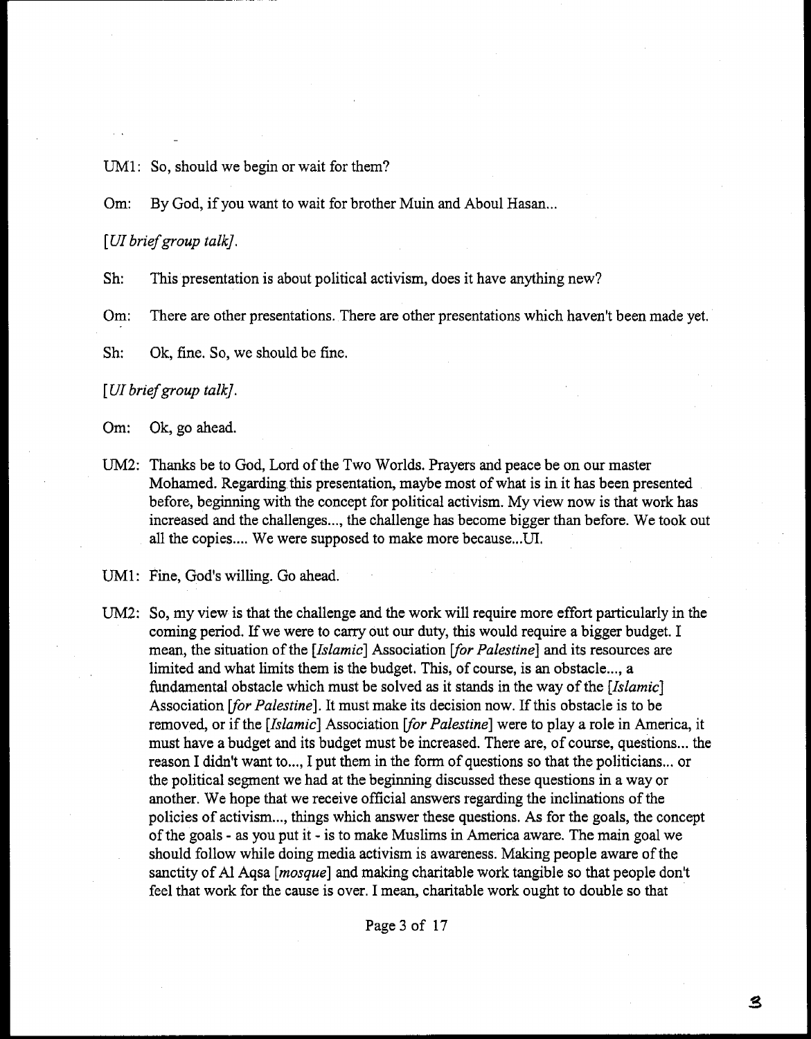UM1: So, should we begin or wait for them?

Om: By God, if you want to wait for brother Muin and Aboul Hasan...

*[UI brief group talk].*

Sh: This presentation is about political activism, does it have anything new?

Om: There are other presentations. There are other presentations which haven't been made yet.

Sh: Ok, fine. So, we should be fine.

*[UI brief group talk].*

Om: Ok, go ahead.

UM2: Thanks be to God, Lord of the Two Worlds. Prayers and peace be on our master Mohamed. Regarding this presentation, maybe most of what is in it has been presented before, beginning with the concept for political activism. My view now is that work has increased and the challenges..., the challenge has become bigger than before. We took out all the copies.... We were supposed to make more because...UI.

UM1: Fine, God's willing. Go ahead.

UM2: So, my view is that the challenge and the work will require more effort particularly in the coming period. If we were to carry out our duty, this would require a bigger budget. I mean, the situation of the [*Islamic*] Association [*for Palestine*] and its resources are limited and what limits them is the budget. This, of course, is an obstacle..., a fundamental obstacle which must be solved as it stands in the way of the [*Islamic*] Association [*for Palestine*]. It must make its decision now. If this obstacle is to be removed, or if the [*Islamic*] Association [*for Palestine*] were to play a role in America, it must have a budget and its budget must be increased. There are, of course, questions... the reason I didn't want to..., I put them in the form of questions so that the politicians... or the political segment we had at the beginning discussed these questions in a way or another. We hope that we receive official answers regarding the inclinations of the policies of activism..., things which answer these questions. As for the goals, the concept of the goals - as you put it - is to make Muslims in America aware. The main goal we should follow while doing media activism is awareness. Making people aware of the sanctity of Al Aqsa [*mosque*] and making charitable work tangible so that people don't feel that work for the cause is over. I mean, charitable work ought to double so that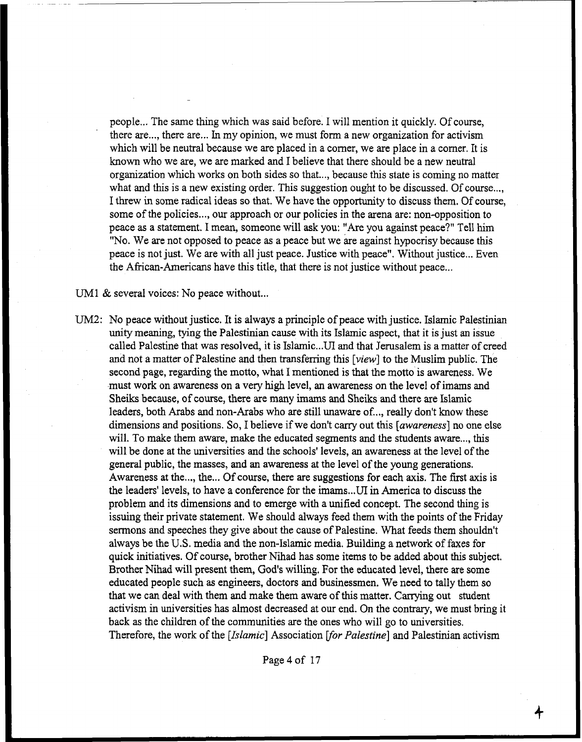people... The same thing which was said before. I will mention it quickly. Of course, there are..., there are... In my opinion, we must form a new organization for activism which will be neutral because we are placed in a corner, we are place in a corner. It is known who we are, we are marked and I believe that there should be a new neutral organization which works on both sides so that..., because this state is coming no matter what and this is a new existing order. This suggestion ought to be discussed. Of course..., I threw in some radical ideas so that. We have the opportunity to discuss them. Of course, some of the policies..., our approach or our policies in the arena are: non-opposition to peace as a statement. I mean, someone will ask you: "Are you against peace?" Tell him "No. We are not opposed to peace as a peace but we are against hypocrisy because this peace is not just. We are with all just peace. Justice with peace". Without justice... Even the African-Americans have this title, that there is not justice without peace...

UM1 & several voices: No peace without...

UM2: No peace without justice. It is always a principle of peace with justice. Islamic Palestinian unity meaning, tying the Palestinian cause with its Islamic aspect, that it is just an issue called Palestine that was resolved, it is Islamic...UI and that Jerusalem is a matter of creed and not a matter of Palestine and then transferring this *[view]* to the Muslim public. The second page, regarding the motto, what I mentioned is that the motto is awareness. We must work on awareness on a very high level, an awareness on the level of imams and Sheiks because, of course, there are many imams and Sheiks and there are Islamic leaders, both Arabs and non-Arabs who are still unaware of..., really don't know these dimensions and positions. So, I believe if we don't carry out this *[awareness]* no one else will. To make them aware, make the educated segments and the students aware..., this will be done at the universities and the schools' levels, an awareness at the level of the general public, the masses, and an awareness at the level of the young generations. Awareness at the..., the... Of course, there are suggestions for each axis. The first axis is the leaders' levels, to have a conference for the imams...UI in America to discuss the problem and its dimensions and to emerge with a unified concept. The second thing is issuing their private statement. We should always feed them with the points of the Friday sermons and speeches they give about the cause of Palestine. What feeds them shouldn't always be the U.S. media and the non-Islamic media. Building a network of faxes for quick initiatives. Of course, brother Nihad has some items to be added about this subject. Brother Nihad will present them, God's willing. For the educated level, there are some educated people such as engineers, doctors and businessmen. We need to tally them so that we can deal with them and make them aware of this matter. Carrying out student activism in universities has almost decreased at our end. On the contrary, we must bring it back as the children of the communities are the ones who will go to universities. Therefore, the work of the *[Islamic]* Association *[for Palestine]* and Palestinian activism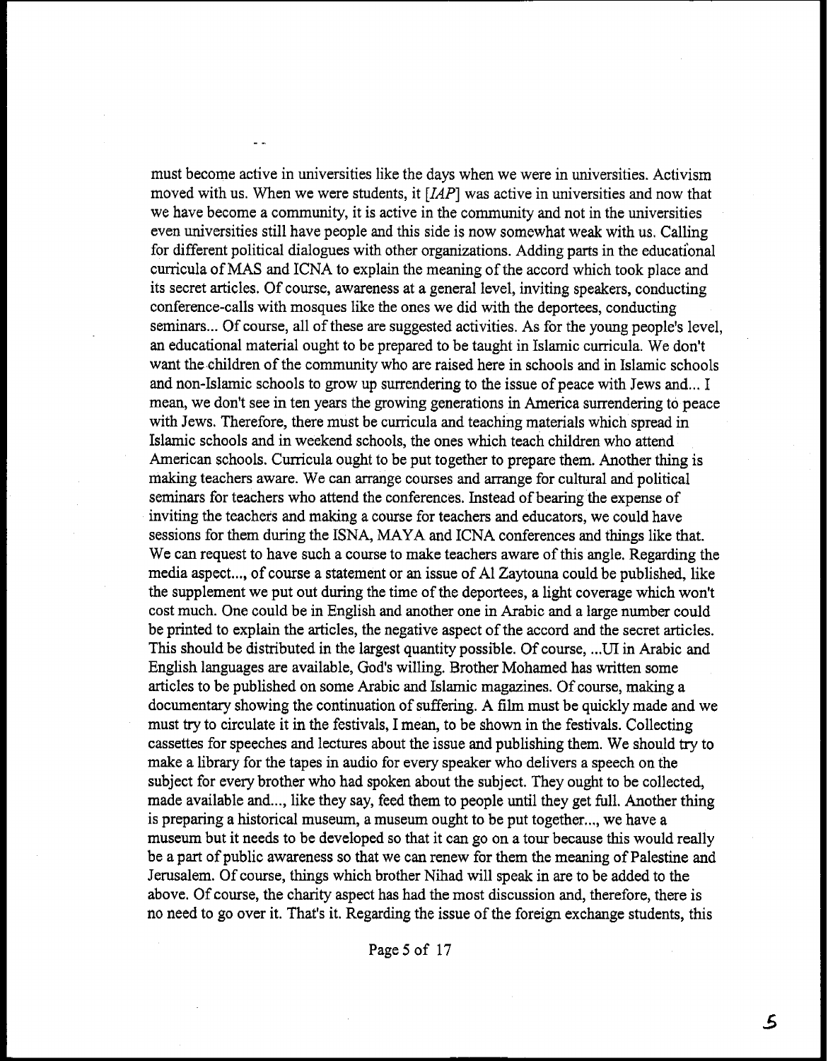must become active in universities like the days when we were in universities. Activism moved with us. When we were students, it [*IAP*] was active in universities and now that we have become a community, it is active in the community and not in the universities even universities still have people and this side is now somewhat weak with us. Calling for different political dialogues with other organizations. Adding parts in the educational curricula of MAS and ICNA to explain the meaning of the accord which took place and its secret articles. Of course, awareness at a general level, inviting speakers, conducting conference-calls with mosques like the ones we did with the deportees, conducting seminars... Of course, all of these are suggested activities. As for the young people's level, an educational material ought to be prepared to be taught in Islamic curricula. We don't want the children of the community who are raised here in schools and in Islamic schools and non-Islamic schools to grow up surrendering to the issue of peace with Jews and... I mean, we don't see in ten years the growing generations in America surrendering to peace with Jews. Therefore, there must be curricula and teaching materials which spread in Islamic schools and in weekend schools, the ones which teach children who attend American schools. Curricula ought to be put together to prepare them. Another thing is making teachers aware. We can arrange courses and arrange for cultural and political seminars for teachers who attend the conferences. Instead of bearing the expense of inviting the teachers and making a course for teachers and educators, we could have sessions for them during the ISNA, MAYA and ICNA conferences and things like that. We can request to have such a course to make teachers aware of this angle. Regarding the media aspect..., of course a statement or an issue of Al Zaytouna could be published, like the supplement we put out during the time of the deportees, a light coverage which won't cost much. One could be in English and another one in Arabic and a large number could be printed to explain the articles, the negative aspect of the accord and the secret articles. This should be distributed in the largest quantity possible. Of course, ...UI in Arabic and English languages are available, God's willing. Brother Mohamed has written some articles to be published on some Arabic and Islamic magazines. Of course, making a documentary showing the continuation of suffering. A film must be quickly made and we must try to circulate it in the festivals, I mean, to be shown in the festivals. Collecting cassettes for speeches and lectures about the issue and publishing them. We should try to make a library for the tapes in audio for every speaker who delivers a speech on the subject for every brother who had spoken about the subject. They ought to be collected, made available and..., like they say, feed them to people until they get full. Another thing is preparing a historical museum, a museum ought to be put together..., we have a museum but it needs to be developed so that it can go on a tour because this would really be a part of public awareness so that we can renew for them the meaning of Palestine and Jerusalem. Of course, things which brother Nihad will speak in are to be added to the above. Of course, the charity aspect has had the most discussion and, therefore, there is no need to go over it. That's it. Regarding the issue of the foreign exchange students, this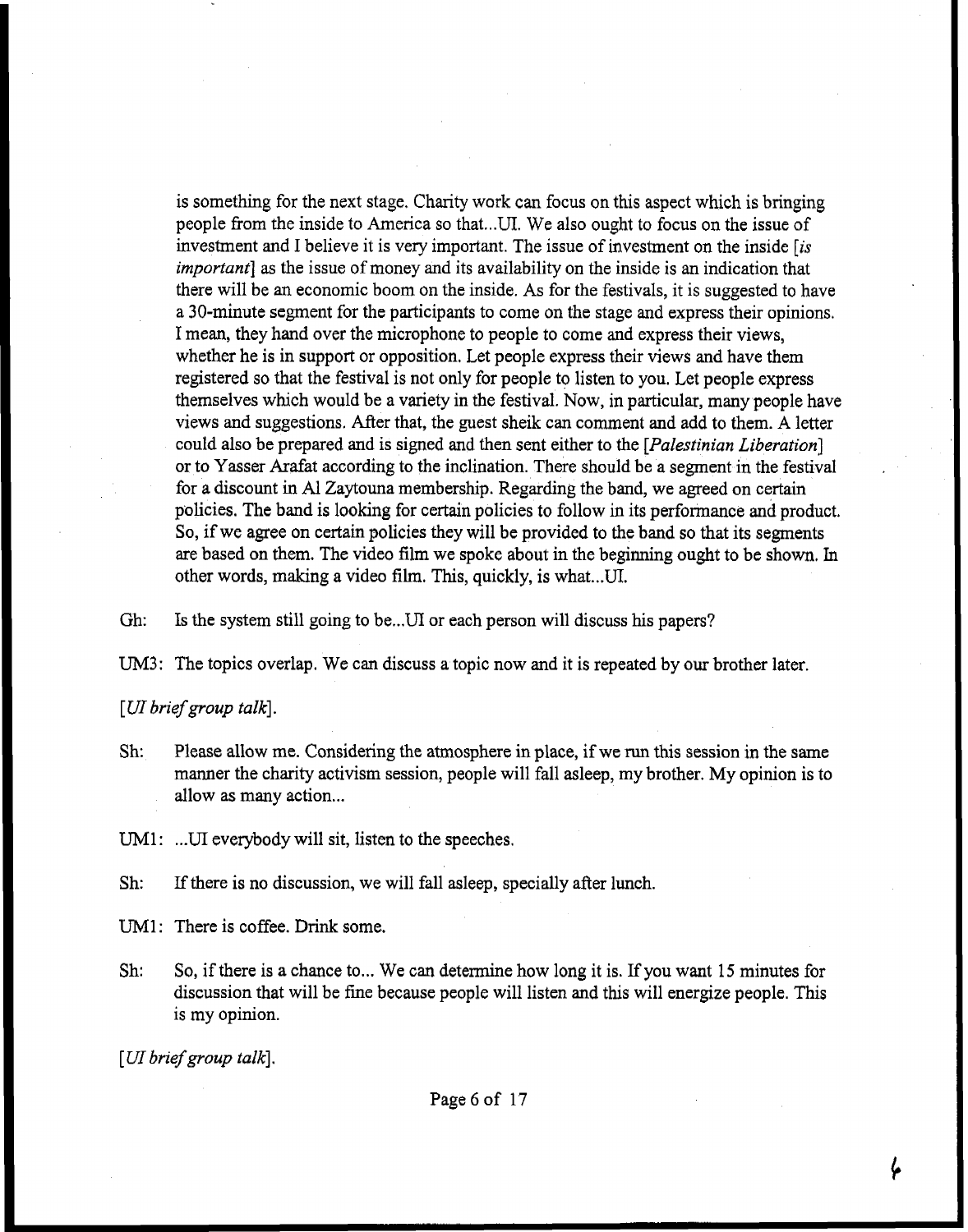is something for the next stage. Charity work can focus on this aspect which is bringing people from the inside to America so that...UI. We also ought to focus on the issue of investment and I believe it is very important. The issue of investment on the inside [*is important*] as the issue of money and its availability on the inside is an indication that there will be an economic boom on the inside. As for the festivals, it is suggested to have a 30-minute segment for the participants to come on the stage and express their opinions. I mean, they hand over the microphone to people to come and express their views, whether he is in support or opposition. Let people express their views and have them registered so that the festival is not only for people to listen to you. Let people express themselves which would be a variety in the festival. Now, in particular, many people have views and suggestions. After that, the guest sheik can comment and add to them. A letter could also be prepared and is signed and then sent either to the [*Palestinian Liberation*] or to Yasser Arafat according to the inclination. There should be a segment in the festival for a discount in Al Zaytouna membership. Regarding the band, we agreed on certain policies. The band is looking for certain policies to follow in its performance and product. So, if we agree on certain policies they will be provided to the band so that its segments are based on them. The video film we spoke about in the beginning ought to be shown. In other words, making a video film. This, quickly, is what...UI.

Gh: Is the system still going to be...UI or each person will discuss his papers?

UM3: The topics overlap. We can discuss a topic now and it is repeated by our brother later.

[*UI brief group talk*].

Sh: Please allow me. Considering the atmosphere in place, if we run this session in the same manner the charity activism session, people will fall asleep, my brother. My opinion is to allow as many action...

UM1: ...UI everybody will sit, listen to the speeches.

Sh: If there is no discussion, we will fall asleep, specially after lunch.

UM1: There is coffee. Drink some.

Sh: So, if there is a chance to... We can determine how long it is. If you want 15 minutes for discussion that will be fine because people will listen and this will energize people. This is my opinion.

[*UI brief group talk*].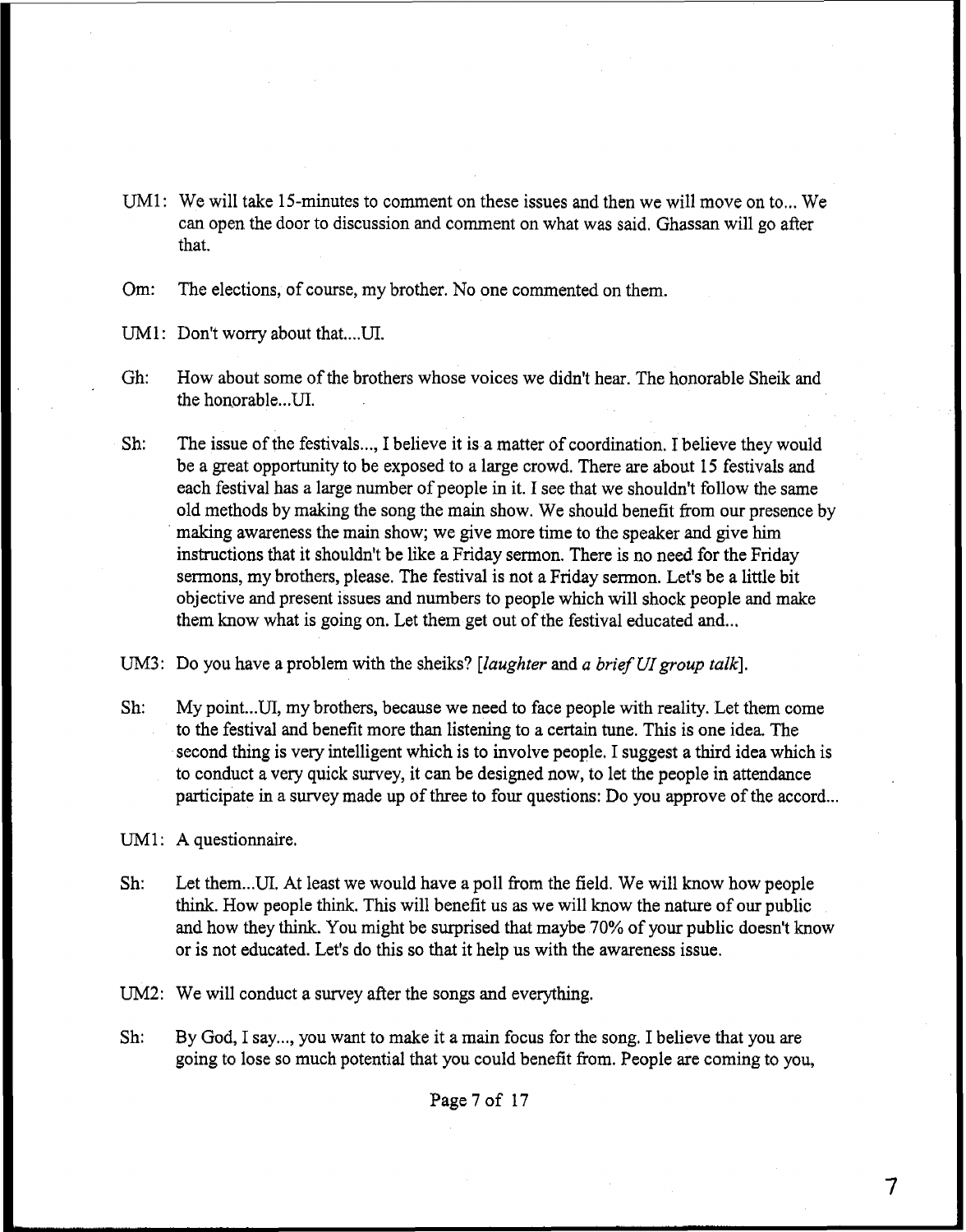UM1: We will take 15-minutes to comment on these issues and then we will move on to... We can open the door to discussion and comment on what was said. Ghassan will go after that.

Om: The elections, of course, my brother. No one commented on them.

UM1: Don't worry about that....UI.

Gh: How about some of the brothers whose voices we didn't hear. The honorable Sheik and the honorable...UI.

Sh: The issue of the festivals..., I believe it is a matter of coordination. I believe they would be a great opportunity to be exposed to a large crowd. There are about 15 festivals and each festival has a large number of people in it. I see that we shouldn't follow the same old methods by making the song the main show. We should benefit from our presence by making awareness the main show; we give more time to the speaker and give him instructions that it shouldn't be like a Friday sermon. There is no need for the Friday sermons, my brothers, please. The festival is not a Friday sermon. Let's be a little bit objective and present issues and numbers to people which will shock people and make them know what is going on. Let them get out of the festival educated and...

UM3: Do you have a problem with the sheiks? [*laughter* and *a brief UI group talk*].

Sh: My point...UI, my brothers, because we need to face people with reality. Let them come to the festival and benefit more than listening to a certain tune. This is one idea. The second thing is very intelligent which is to involve people. I suggest a third idea which is to conduct a very quick survey, it can be designed now, to let the people in attendance participate in a survey made up of three to four questions: Do you approve of the accord...

UM1: A questionnaire.

Sh: Let them...UI. At least we would have a poll from the field. We will know how people think. How people think. This will benefit us as we will know the nature of our public and how they think. You might be surprised that maybe 70% of your public doesn't know or is not educated. Let's do this so that it help us with the awareness issue.

UM2: We will conduct a survey after the songs and everything.

Sh: By God, I say..., you want to make it a main focus for the song. I believe that you are going to lose so much potential that you could benefit from. People are coming to you,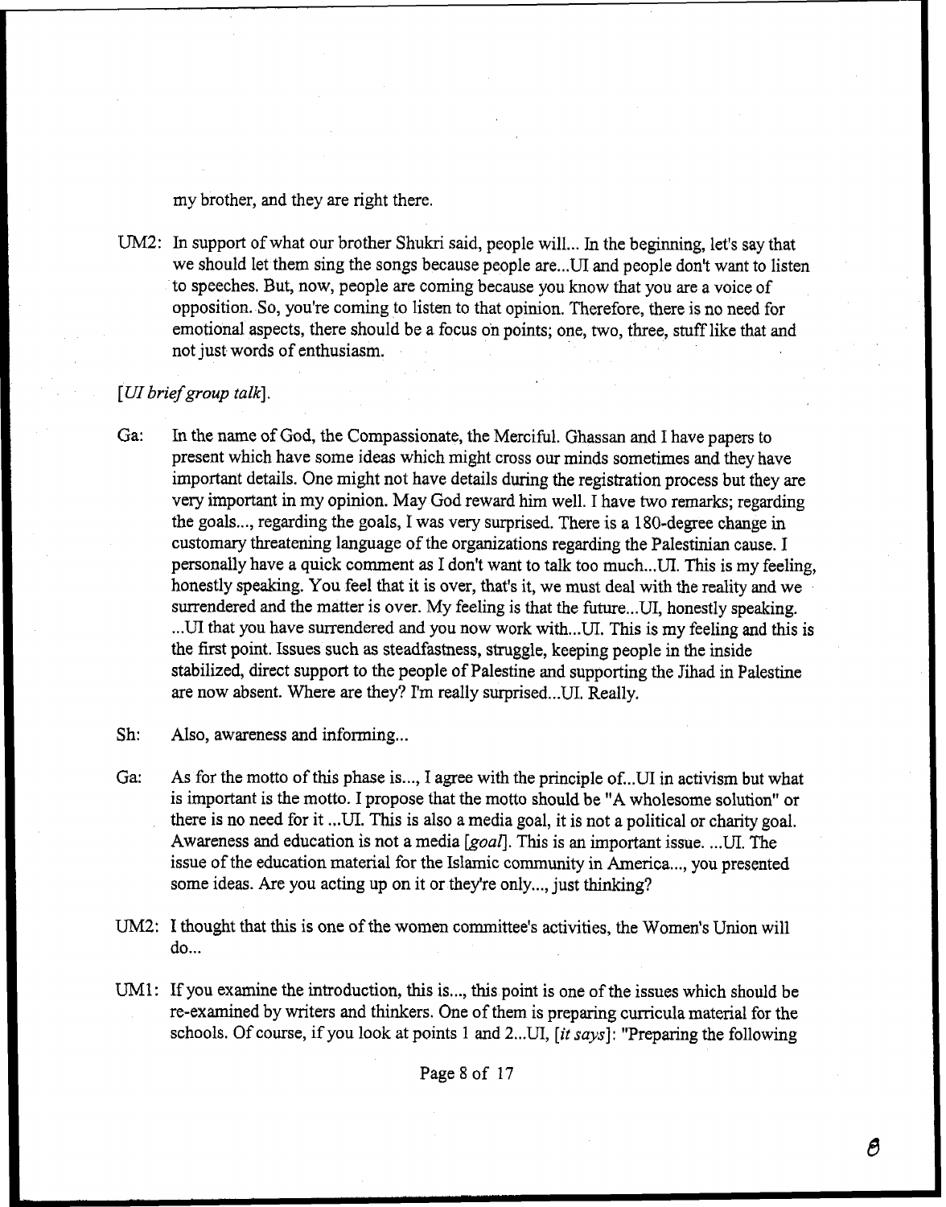my brother, and they are right there.

UM2: In support of what our brother Shukri said, people will... In the beginning, let's say that we should let them sing the songs because people are...UI and people don't want to listen to speeches. But, now, people are coming because you know that you are a voice of opposition. So, you're coming to listen to that opinion. Therefore, there is no need for emotional aspects, there should be a focus on points; one, two, three, stuff like that and not just words of enthusiasm.

*[UI brief group talk]*.

Ga: In the name of God, the Compassionate, the Merciful. Ghassan and I have papers to present which have some ideas which might cross our minds sometimes and they have important details. One might not have details during the registration process but they are very important in my opinion. May God reward him well. I have two remarks; regarding the goals..., regarding the goals, I was very surprised. There is a 180-degree change in customary threatening language of the organizations regarding the Palestinian cause. I personally have a quick comment as I don't want to talk too much...UI. This is my feeling, honestly speaking. You feel that it is over, that's it, we must deal with the reality and we surrendered and the matter is over. My feeling is that the future...UI, honestly speaking. ...UI that you have surrendered and you now work with...UI. This is my feeling and this is the first point. Issues such as steadfastness, struggle, keeping people in the inside stabilized, direct support to the people of Palestine and supporting the Jihad in Palestine are now absent. Where are they? I'm really surprised...UI. Really.

Sh: Also, awareness and informing...

Ga: As for the motto of this phase is..., I agree with the principle of...UI in activism but what is important is the motto. I propose that the motto should be "A wholesome solution" or there is no need for it ...UI. This is also a media goal, it is not a political or charity goal. Awareness and education is not a media *[goal]*. This is an important issue. ...UI. The issue of the education material for the Islamic community in America..., you presented some ideas. Are you acting up on it or they're only..., just thinking?

UM2: I thought that this is one of the women committee's activities, the Women's Union will do...

UM1: If you examine the introduction, this is..., this point is one of the issues which should be re-examined by writers and thinkers. One of them is preparing curricula material for the schools. Of course, if you look at points 1 and 2...UI, *[it says]*: "Preparing the following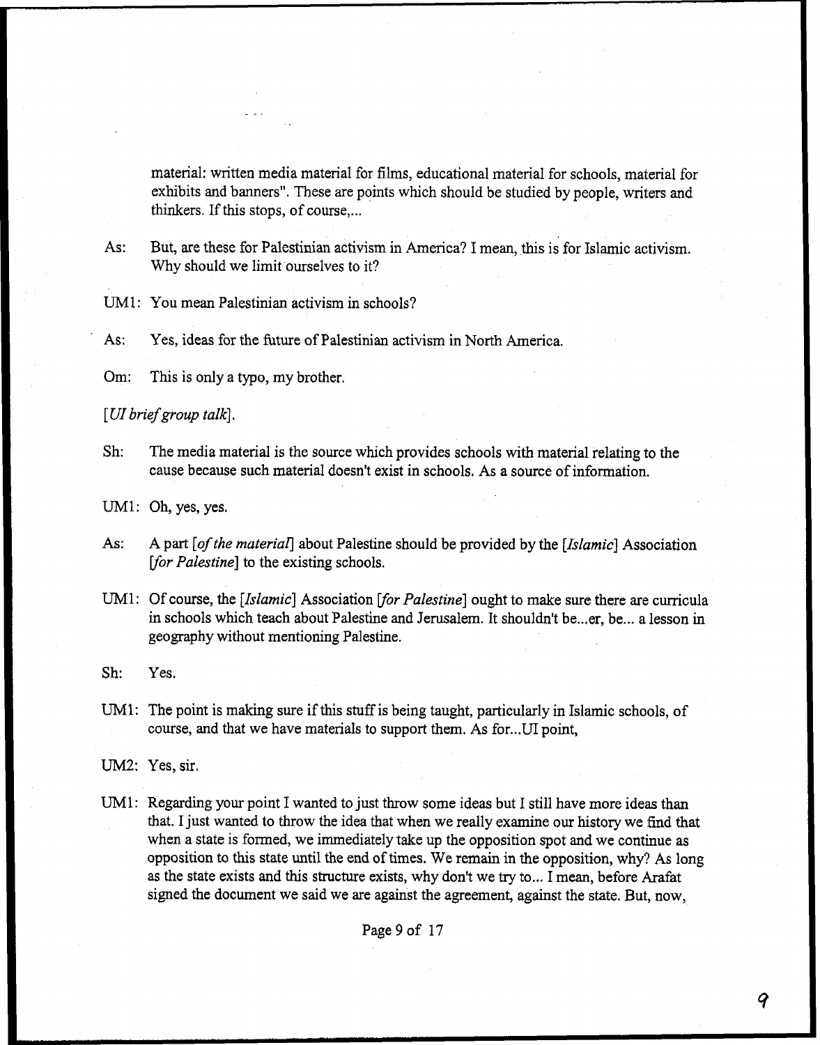material: written media material for films, educational material for schools, material for exhibits and banners". These are points which should be studied by people, writers and thinkers. If this stops, of course,...

As: But, are these for Palestinian activism in America? I mean, this is for Islamic activism. Why should we limit ourselves to it?

UM1: You mean Palestinian activism in schools?

As: Yes, ideas for the future of Palestinian activism in North America.

Om: This is only a typo, my brother.

*[UI brief group talk].*

Sh: The media material is the source which provides schools with material relating to the cause because such material doesn't exist in schools. As a source of information.

UM1: Oh, yes, yes.

As: A part *[of the material]* about Palestine should be provided by the *[Islamic]* Association *[for Palestine]* to the existing schools.

UM1: Of course, the *[Islamic]* Association *[for Palestine]* ought to make sure there are curricula in schools which teach about Palestine and Jerusalem. It shouldn't be...er, be... a lesson in geography without mentioning Palestine.

Sh: Yes.

UM1: The point is making sure if this stuff is being taught, particularly in Islamic schools, of course, and that we have materials to support them. As for...UI point,

UM2: Yes, sir.

UM1: Regarding your point I wanted to just throw some ideas but I still have more ideas than that. I just wanted to throw the idea that when we really examine our history we find that when a state is formed, we immediately take up the opposition spot and we continue as opposition to this state until the end of times. We remain in the opposition, why? As long as the state exists and this structure exists, why don't we try to... I mean, before Arafat signed the document we said we are against the agreement, against the state. But, now,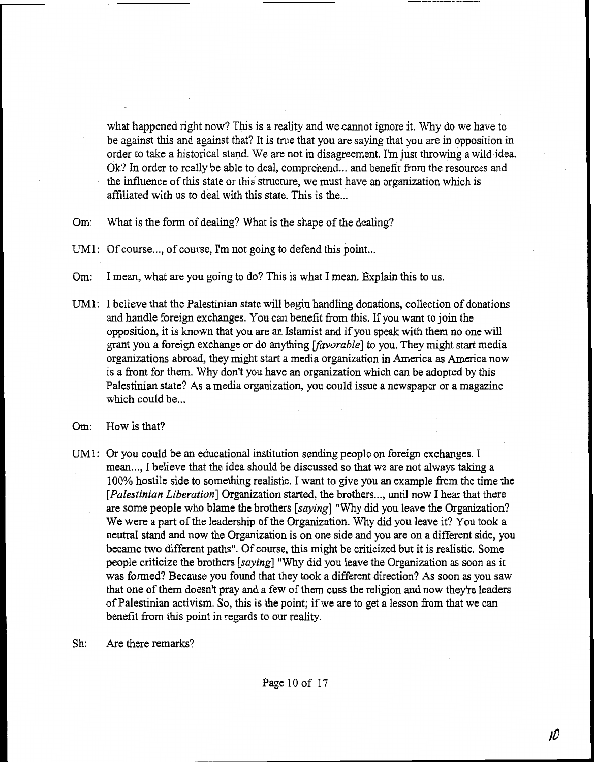what happened right now? This is a reality and we cannot ignore it. Why do we have to be against this and against that? It is true that you are saying that you are in opposition in order to take a historical stand. We are not in disagreement. I'm just throwing a wild idea. Ok? In order to really be able to deal, comprehend... and benefit from the resources and the influence of this state or this structure, we must have an organization which is affiliated with us to deal with this state. This is the...

Om: What is the form of dealing? What is the shape of the dealing?

UM1: Of course..., of course, I'm not going to defend this point...

Om: I mean, what are you going to do? This is what I mean. Explain this to us.

UM1: I believe that the Palestinian state will begin handling donations, collection of donations and handle foreign exchanges. You can benefit from this. If you want to join the opposition, it is known that you are an Islamist and if you speak with them no one will grant you a foreign exchange or do anything *[favorable]* to you. They might start media organizations abroad, they might start a media organization in America as America now is a front for them. Why don't you have an organization which can be adopted by this Palestinian state? As a media organization, you could issue a newspaper or a magazine which could be...

Om: How is that?

UM1: Or you could be an educational institution sending people on foreign exchanges. I mean..., I believe that the idea should be discussed so that we are not always taking a 100% hostile side to something realistic. I want to give you an example from the time the *[Palestinian Liberation]* Organization started, the brothers..., until now I hear that there are some people who blame the brothers *[saying]* "Why did you leave the Organization? We were a part of the leadership of the Organization. Why did you leave it? You took a neutral stand and now the Organization is on one side and you are on a different side, you became two different paths". Of course, this might be criticized but it is realistic. Some people criticize the brothers *[saying]* "Why did you leave the Organization as soon as it was formed? Because you found that they took a different direction? As soon as you saw that one of them doesn't pray and a few of them cuss the religion and now they're leaders of Palestinian activism. So, this is the point; if we are to get a lesson from that we can benefit from this point in regards to our reality.

Sh: Are there remarks?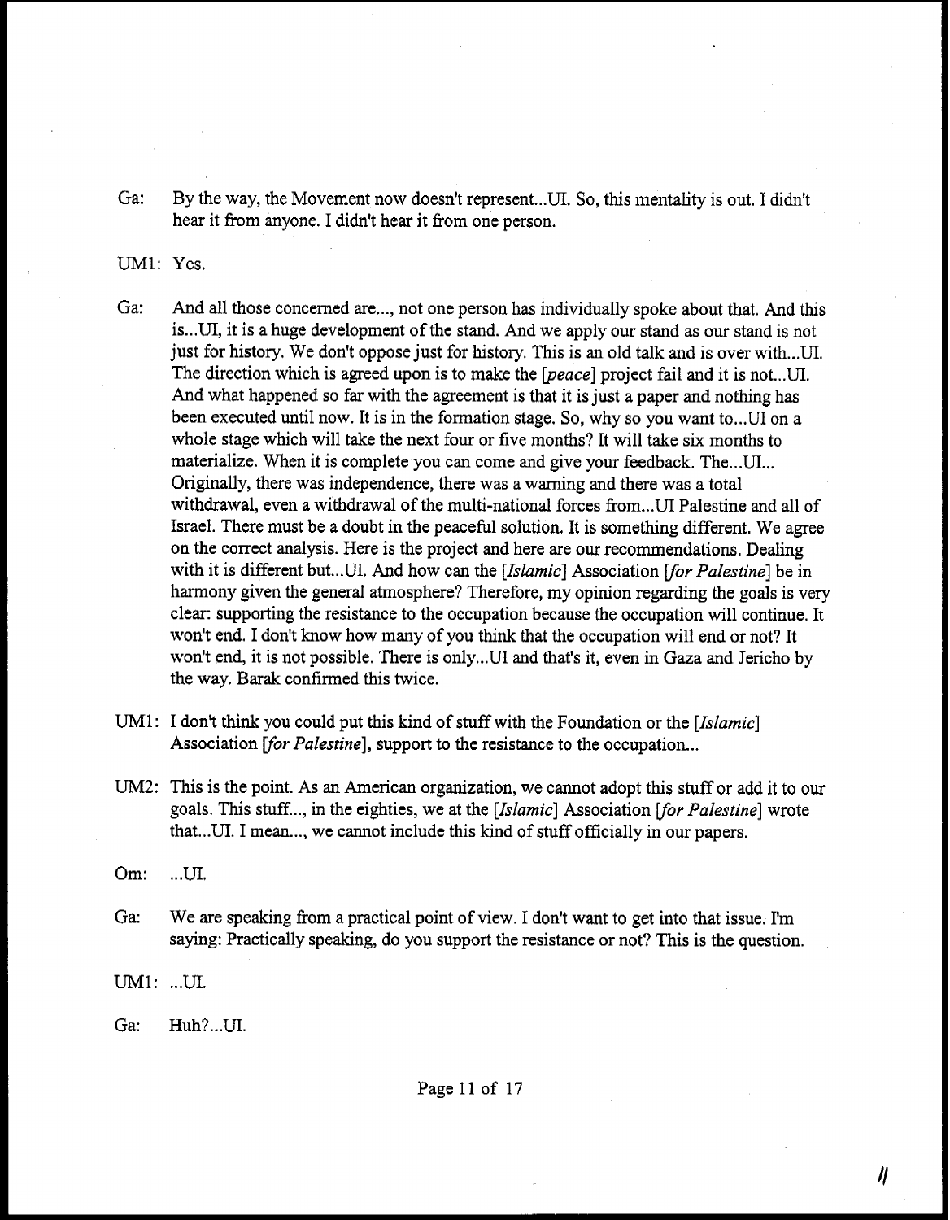Ga: By the way, the Movement now doesn't represent...UI. So, this mentality is out. I didn't hear it from anyone. I didn't hear it from one person.

UM1: Yes.

Ga: And all those concerned are..., not one person has individually spoke about that. And this is...UI, it is a huge development of the stand. And we apply our stand as our stand is not just for history. We don't oppose just for history. This is an old talk and is over with...UI. The direction which is agreed upon is to make the [*peace*] project fail and it is not...UI. And what happened so far with the agreement is that it is just a paper and nothing has been executed until now. It is in the formation stage. So, why so you want to...UI on a whole stage which will take the next four or five months? It will take six months to materialize. When it is complete you can come and give your feedback. The...UI... Originally, there was independence, there was a warning and there was a total withdrawal, even a withdrawal of the multi-national forces from...UI Palestine and all of Israel. There must be a doubt in the peaceful solution. It is something different. We agree on the correct analysis. Here is the project and here are our recommendations. Dealing with it is different but...UI. And how can the [*Islamic*] Association [*for Palestine*] be in harmony given the general atmosphere? Therefore, my opinion regarding the goals is very clear: supporting the resistance to the occupation because the occupation will continue. It won't end. I don't know how many of you think that the occupation will end or not? It won't end, it is not possible. There is only...UI and that's it, even in Gaza and Jericho by the way. Barak confirmed this twice.

UM1: I don't think you could put this kind of stuff with the Foundation or the [*Islamic*] Association [*for Palestine*], support to the resistance to the occupation...

UM2: This is the point. As an American organization, we cannot adopt this stuff or add it to our goals. This stuff..., in the eighties, we at the [*Islamic*] Association [*for Palestine*] wrote that...UI. I mean..., we cannot include this kind of stuff officially in our papers.

Om: ...UI.

Ga: We are speaking from a practical point of view. I don't want to get into that issue. I'm saying: Practically speaking, do you support the resistance or not? This is the question.

UM1: ...UI.

Ga: Huh?...UI.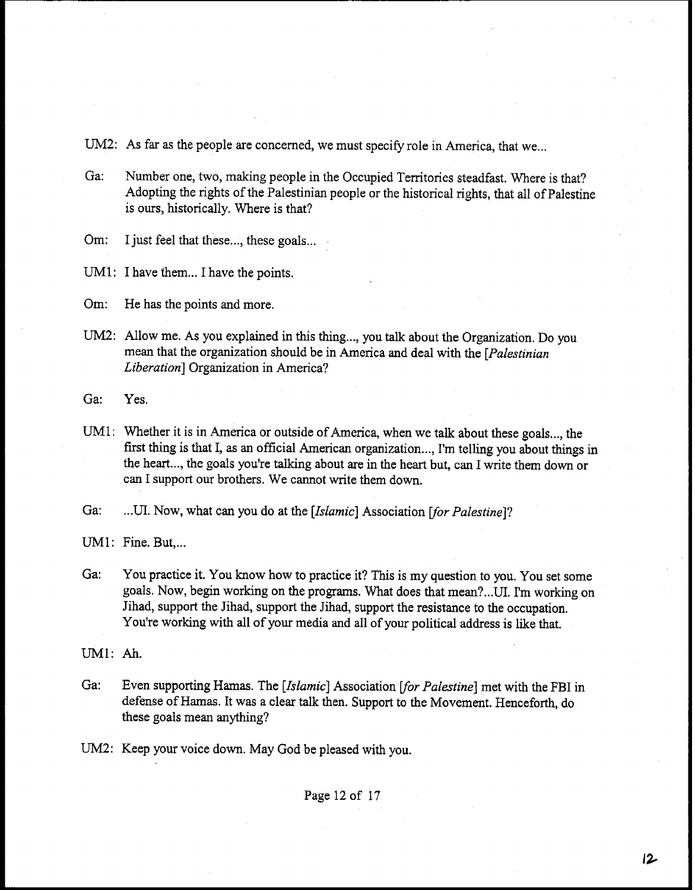UM2: As far as the people are concerned, we must specify role in America, that we...

Ga: Number one, two, making people in the Occupied Territories steadfast. Where is that? Adopting the rights of the Palestinian people or the historical rights, that all of Palestine is ours, historically. Where is that?

Om: I just feel that these..., these goals...

UM1: I have them... I have the points.

Om: He has the points and more.

UM2: Allow me. As you explained in this thing..., you talk about the Organization. Do you mean that the organization should be in America and deal with the [*Palestinian Liberation*] Organization in America?

Ga: Yes.

UM1: Whether it is in America or outside of America, when we talk about these goals..., the first thing is that I, as an official American organization..., I'm telling you about things in the heart..., the goals you're talking about are in the heart but, can I write them down or can I support our brothers. We cannot write them down.

Ga: ...UI. Now, what can you do at the [*Islamic*] Association [*for Palestine*]?

UM1: Fine. But,...

Ga: You practice it. You know how to practice it? This is my question to you. You set some goals. Now, begin working on the programs. What does that mean?...UI. I'm working on Jihad, support the Jihad, support the Jihad, support the resistance to the occupation. You're working with all of your media and all of your political address is like that.

UM1: Ah.

Ga: Even supporting Hamas. The [*Islamic*] Association [*for Palestine*] met with the FBI in defense of Hamas. It was a clear talk then. Support to the Movement. Henceforth, do these goals mean anything?

UM2: Keep your voice down. May God be pleased with you.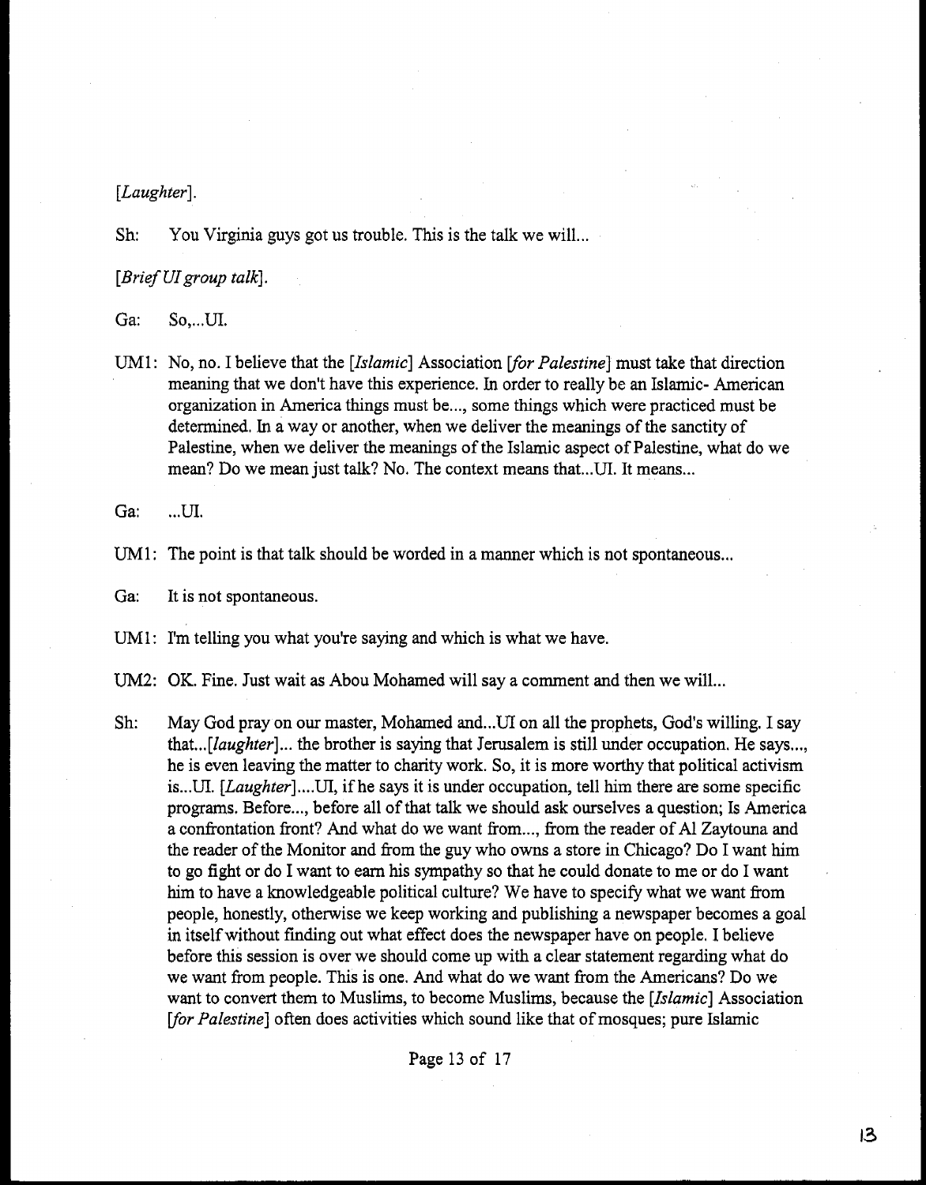*[Laughter]*.

Sh: You Virginia guys got us trouble. This is the talk we will...

*[Brief UI group talk]*.

Ga: So,...UI.

UM1: No, no. I believe that the *[Islamic]* Association *[for Palestine]* must take that direction meaning that we don't have this experience. In order to really be an Islamic- American organization in America things must be..., some things which were practiced must be determined. In a way or another, when we deliver the meanings of the sanctity of Palestine, when we deliver the meanings of the Islamic aspect of Palestine, what do we mean? Do we mean just talk? No. The context means that...UI. It means...

Ga: ...UI.

UM1: The point is that talk should be worded in a manner which is not spontaneous...

Ga: It is not spontaneous.

UM1: I'm telling you what you're saying and which is what we have.

UM2: OK. Fine. Just wait as Abou Mohamed will say a comment and then we will...

Sh: May God pray on our master, Mohamed and...UI on all the prophets, God's willing. I say that...*[laughter]*... the brother is saying that Jerusalem is still under occupation. He says..., he is even leaving the matter to charity work. So, it is more worthy that political activism is...UI. *[Laughter]*....UI, if he says it is under occupation, tell him there are some specific programs. Before..., before all of that talk we should ask ourselves a question; Is America a confrontation front? And what do we want from..., from the reader of Al Zaytouna and the reader of the Monitor and from the guy who owns a store in Chicago? Do I want him to go fight or do I want to earn his sympathy so that he could donate to me or do I want him to have a knowledgeable political culture? We have to specify what we want from people, honestly, otherwise we keep working and publishing a newspaper becomes a goal in itself without finding out what effect does the newspaper have on people. I believe before this session is over we should come up with a clear statement regarding what do we want from people. This is one. And what do we want from the Americans? Do we want to convert them to Muslims, to become Muslims, because the *[Islamic]* Association *[for Palestine]* often does activities which sound like that of mosques; pure Islamic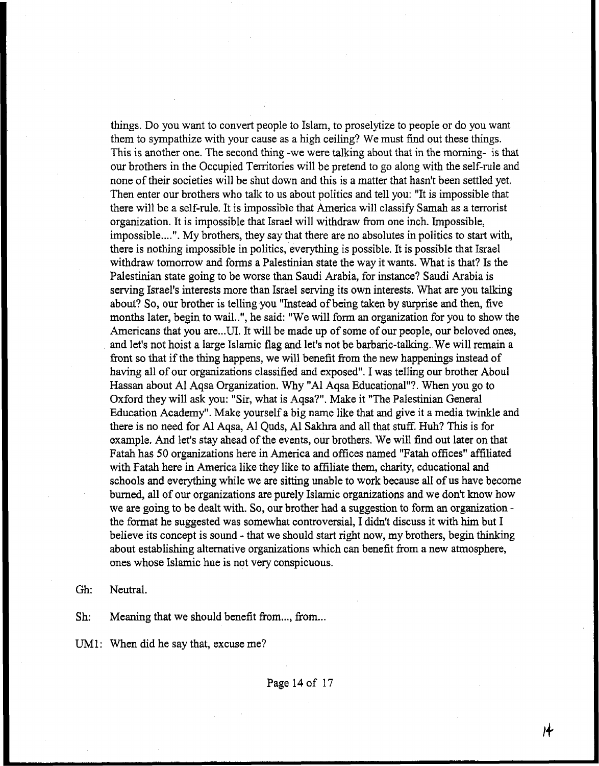things. Do you want to convert people to Islam, to proselytize to people or do you want them to sympathize with your cause as a high ceiling? We must find out these things. This is another one. The second thing -we were talking about that in the morning- is that our brothers in the Occupied Territories will be pretend to go along with the self-rule and none of their societies will be shut down and this is a matter that hasn't been settled yet. Then enter our brothers who talk to us about politics and tell you: "It is impossible that there will be a self-rule. It is impossible that America will classify Samah as a terrorist organization. It is impossible that Israel will withdraw from one inch. Impossible, impossible....". My brothers, they say that there are no absolutes in politics to start with, there is nothing impossible in politics, everything is possible. It is possible that Israel withdraw tomorrow and forms a Palestinian state the way it wants. What is that? Is the Palestinian state going to be worse than Saudi Arabia, for instance? Saudi Arabia is serving Israel's interests more than Israel serving its own interests. What are you talking about? So, our brother is telling you "Instead of being taken by surprise and then, five months later, begin to wail..", he said: "We will form an organization for you to show the Americans that you are...UI. It will be made up of some of our people, our beloved ones, and let's not hoist a large Islamic flag and let's not be barbaric-talking. We will remain a front so that if the thing happens, we will benefit from the new happenings instead of having all of our organizations classified and exposed". I was telling our brother Aboul Hassan about Al Aqsa Organization. Why "Al Aqsa Educational"?. When you go to Oxford they will ask you: "Sir, what is Aqsa?". Make it "The Palestinian General Education Academy". Make yourself a big name like that and give it a media twinkle and there is no need for Al Aqsa, Al Quds, Al Sakhra and all that stuff. Huh? This is for example. And let's stay ahead of the events, our brothers. We will find out later on that Fatah has 50 organizations here in America and offices named "Fatah offices" affiliated with Fatah here in America like they like to affiliate them, charity, educational and schools and everything while we are sitting unable to work because all of us have become burned, all of our organizations are purely Islamic organizations and we don't know how we are going to be dealt with. So, our brother had a suggestion to form an organization - the format he suggested was somewhat controversial, I didn't discuss it with him but I believe its concept is sound - that we should start right now, my brothers, begin thinking about establishing alternative organizations which can benefit from a new atmosphere, ones whose Islamic hue is not very conspicuous.

Gh: Neutral.

Sh: Meaning that we should benefit from..., from...

UM1: When did he say that, excuse me?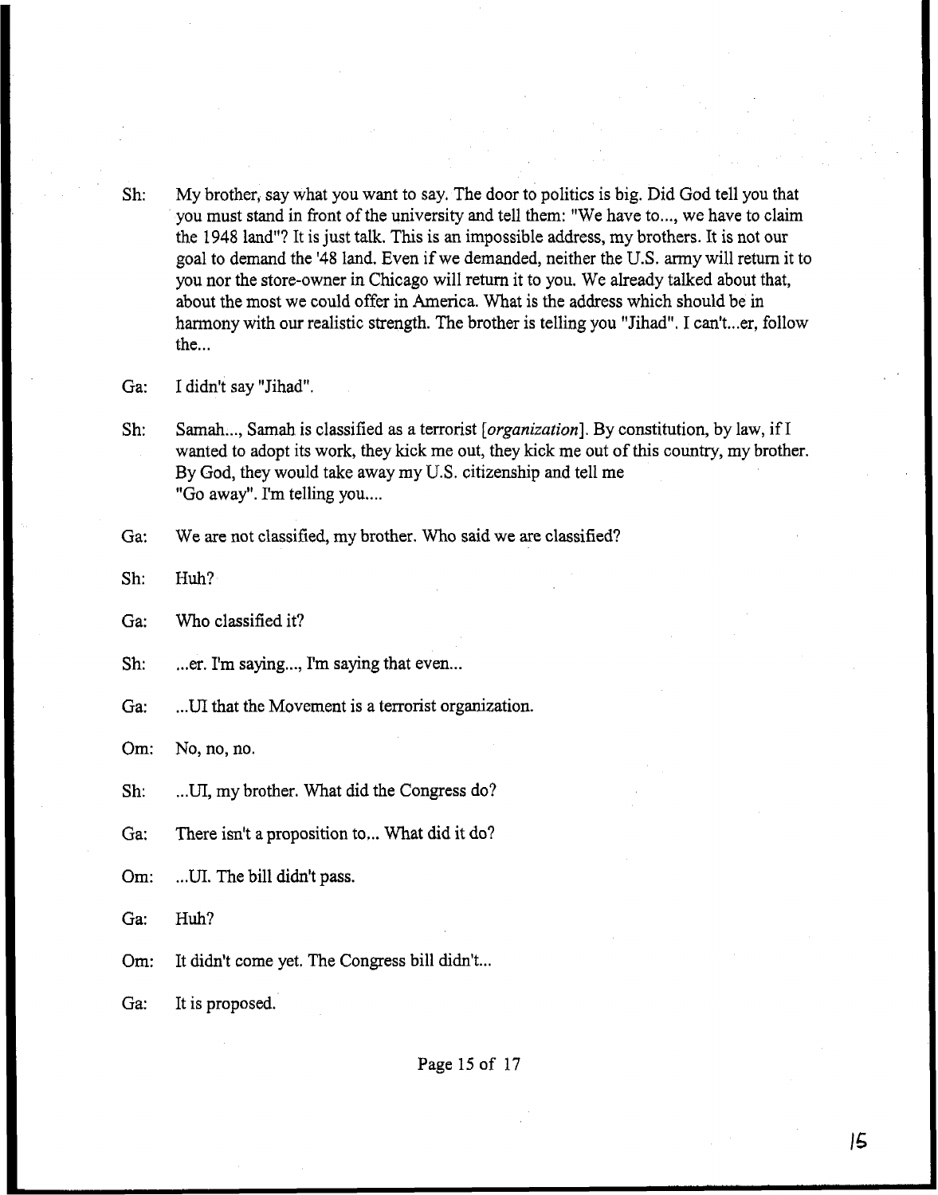Sh: My brother, say what you want to say. The door to politics is big. Did God tell you that you must stand in front of the university and tell them: "We have to..., we have to claim the 1948 land"? It is just talk. This is an impossible address, my brothers. It is not our goal to demand the '48 land. Even if we demanded, neither the U.S. army will return it to you nor the store-owner in Chicago will return it to you. We already talked about that, about the most we could offer in America. What is the address which should be in harmony with our realistic strength. The brother is telling you "Jihad". I can't...er, follow the...

Ga: I didn't say "Jihad".

Sh: Samah..., Samah is classified as a terrorist [*organization*]. By constitution, by law, if I wanted to adopt its work, they kick me out, they kick me out of this country, my brother. By God, they would take away my U.S. citizenship and tell me "Go away". I'm telling you....

Ga: We are not classified, my brother. Who said we are classified?

Sh: Huh?

Ga: Who classified it?

Sh: ...er. I'm saying..., I'm saying that even...

Ga: ...UI that the Movement is a terrorist organization.

Om: No, no, no.

Sh: ...UI, my brother. What did the Congress do?

Ga: There isn't a proposition to... What did it do?

Om: ...UI. The bill didn't pass.

Ga: Huh?

Om: It didn't come yet. The Congress bill didn't...

Ga: It is proposed.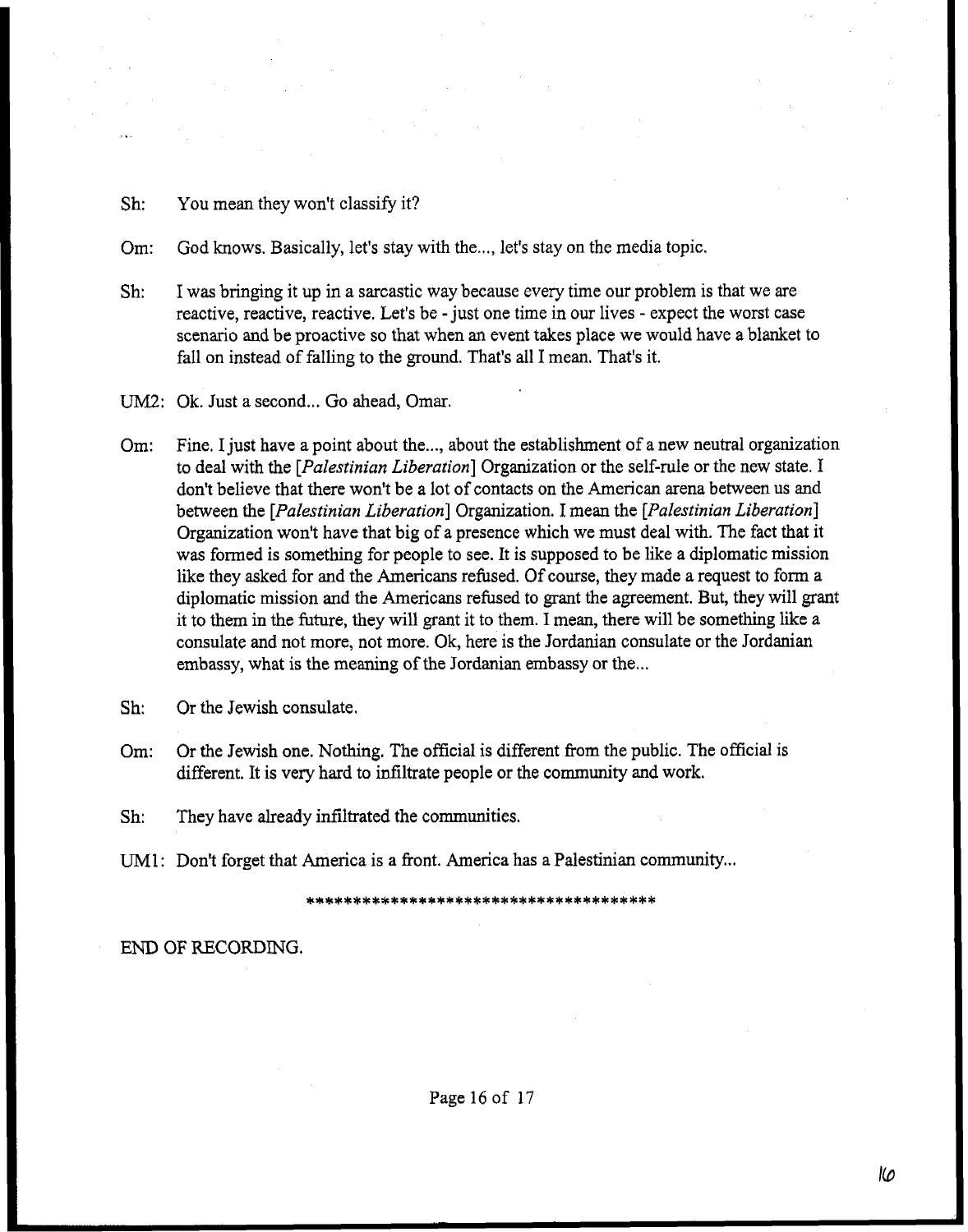Sh: You mean they won't classify it?

Om: God knows. Basically, let's stay with the..., let's stay on the media topic.

Sh: I was bringing it up in a sarcastic way because every time our problem is that we are reactive, reactive, reactive. Let's be - just one time in our lives - expect the worst case scenario and be proactive so that when an event takes place we would have a blanket to fall on instead of falling to the ground. That's all I mean. That's it.

UM2: Ok. Just a second... Go ahead, Omar.

Om: Fine. I just have a point about the..., about the establishment of a new neutral organization to deal with the [*Palestinian Liberation*] Organization or the self-rule or the new state. I don't believe that there won't be a lot of contacts on the American arena between us and between the [*Palestinian Liberation*] Organization. I mean the [*Palestinian Liberation*] Organization won't have that big of a presence which we must deal with. The fact that it was formed is something for people to see. It is supposed to be like a diplomatic mission like they asked for and the Americans refused. Of course, they made a request to form a diplomatic mission and the Americans refused to grant the agreement. But, they will grant it to them in the future, they will grant it to them. I mean, there will be something like a consulate and not more, not more. Ok, here is the Jordanian consulate or the Jordanian embassy, what is the meaning of the Jordanian embassy or the...

Sh: Or the Jewish consulate.

Om: Or the Jewish one. Nothing. The official is different from the public. The official is different. It is very hard to infiltrate people or the community and work.

Sh: They have already infiltrated the communities.

UM1: Don't forget that America is a front. America has a Palestinian community...

***************************************

END OF RECORDING.